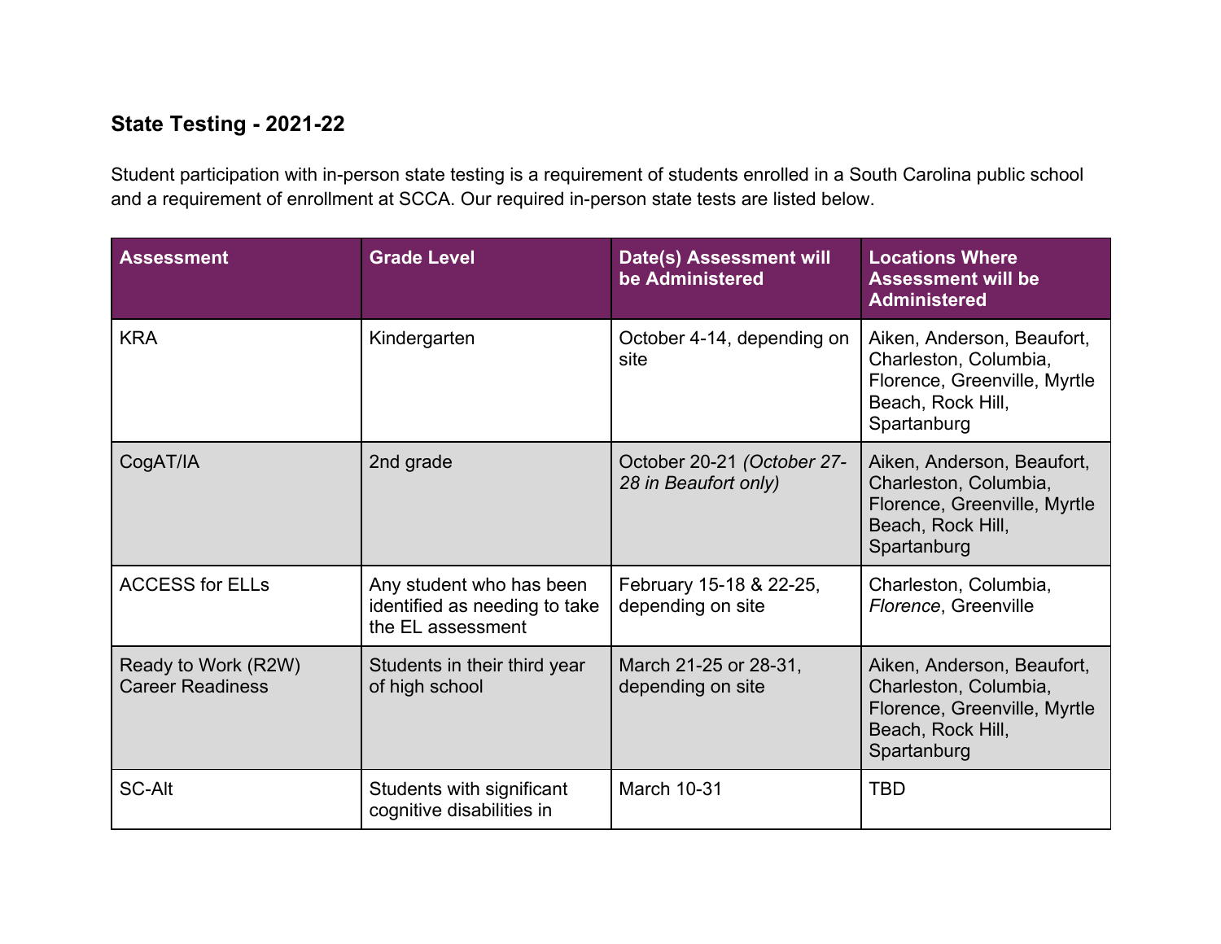### State Testing - 2021-22

Student participation with in-person state testing is a requirement of students enrolled in a South Carolina public school and a requirement of enrollment at SCCA. Our required in-person state tests are listed below.

| Assessment | Grade Level | Date(s) Assessment will be Administered | Locations Where Assessment will be Administered |
| --- | --- | --- | --- |
| KRA | Kindergarten | October 4-14, depending on site | Aiken, Anderson, Beaufort, Charleston, Columbia, Florence, Greenville, Myrtle Beach, Rock Hill, Spartanburg |
| CogAT/IA | 2nd grade | October 20-21 *(October 27-28 in Beaufort only)* | Aiken, Anderson, Beaufort, Charleston, Columbia, Florence, Greenville, Myrtle Beach, Rock Hill, Spartanburg |
| ACCESS for ELLs | Any student who has been identified as needing to take the EL assessment | February 15-18 & 22-25, depending on site | Charleston, Columbia, *Florence*, Greenville |
| Ready to Work (R2W) Career Readiness | Students in their third year of high school | March 21-25 or 28-31, depending on site | Aiken, Anderson, Beaufort, Charleston, Columbia, Florence, Greenville, Myrtle Beach, Rock Hill, Spartanburg |
| SC-Alt | Students with significant cognitive disabilities in | March 10-31 | TBD |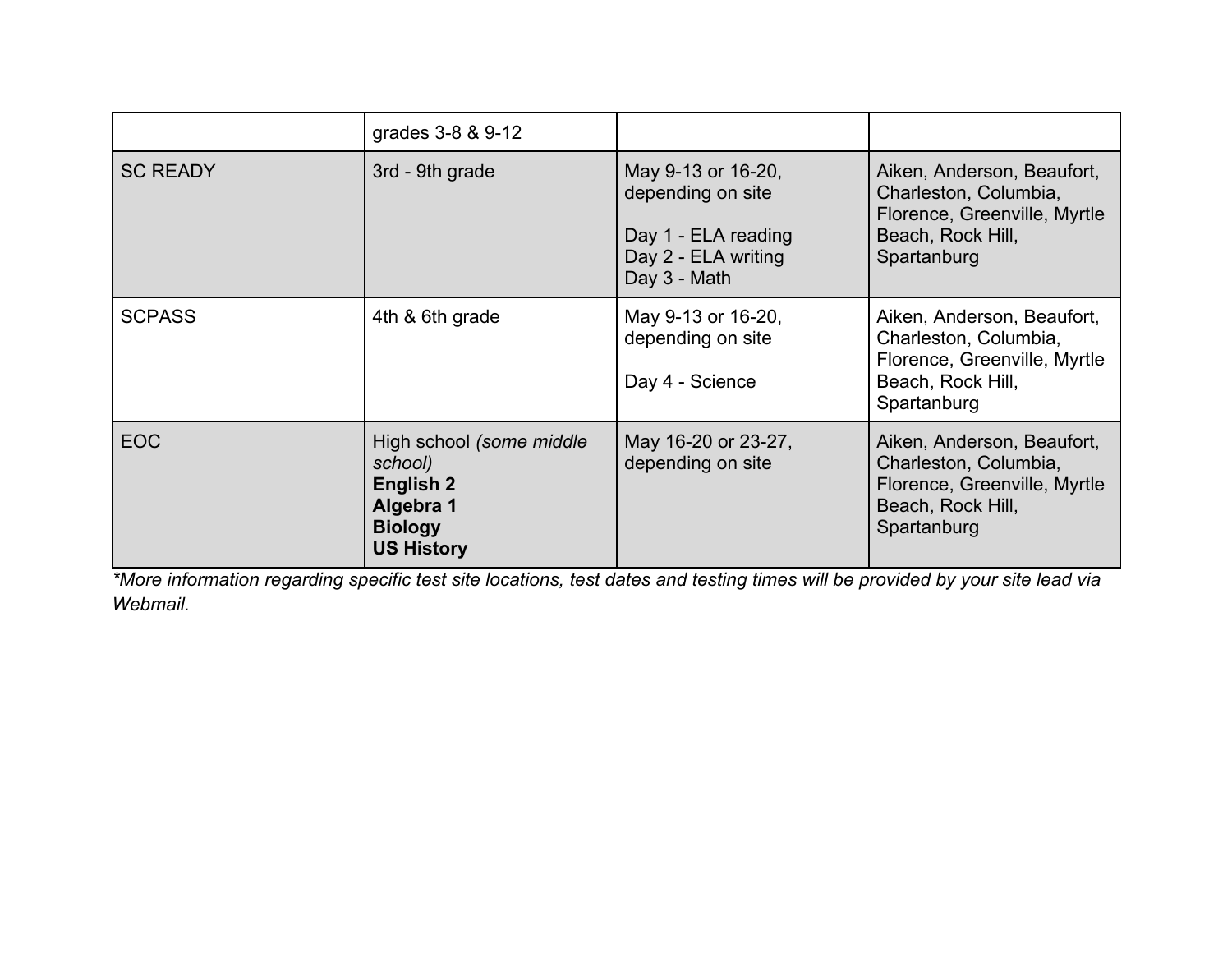| | | | |
|---|---|---|---|
| | grades 3-8 & 9-12 | | |
| SC READY | 3rd - 9th grade | May 9-13 or 16-20, depending on site<br><br>Day 1 - ELA reading<br>Day 2 - ELA writing<br>Day 3 - Math | Aiken, Anderson, Beaufort, Charleston, Columbia, Florence, Greenville, Myrtle Beach, Rock Hill, Spartanburg |
| SCPASS | 4th & 6th grade | May 9-13 or 16-20, depending on site<br><br>Day 4 - Science | Aiken, Anderson, Beaufort, Charleston, Columbia, Florence, Greenville, Myrtle Beach, Rock Hill, Spartanburg |
| EOC | High school *(some middle school)*<br>**English 2**<br>**Algebra 1**<br>**Biology**<br>**US History** | May 16-20 or 23-27, depending on site | Aiken, Anderson, Beaufort, Charleston, Columbia, Florence, Greenville, Myrtle Beach, Rock Hill, Spartanburg |

**More information regarding specific test site locations, test dates and testing times will be provided by your site lead via Webmail.*